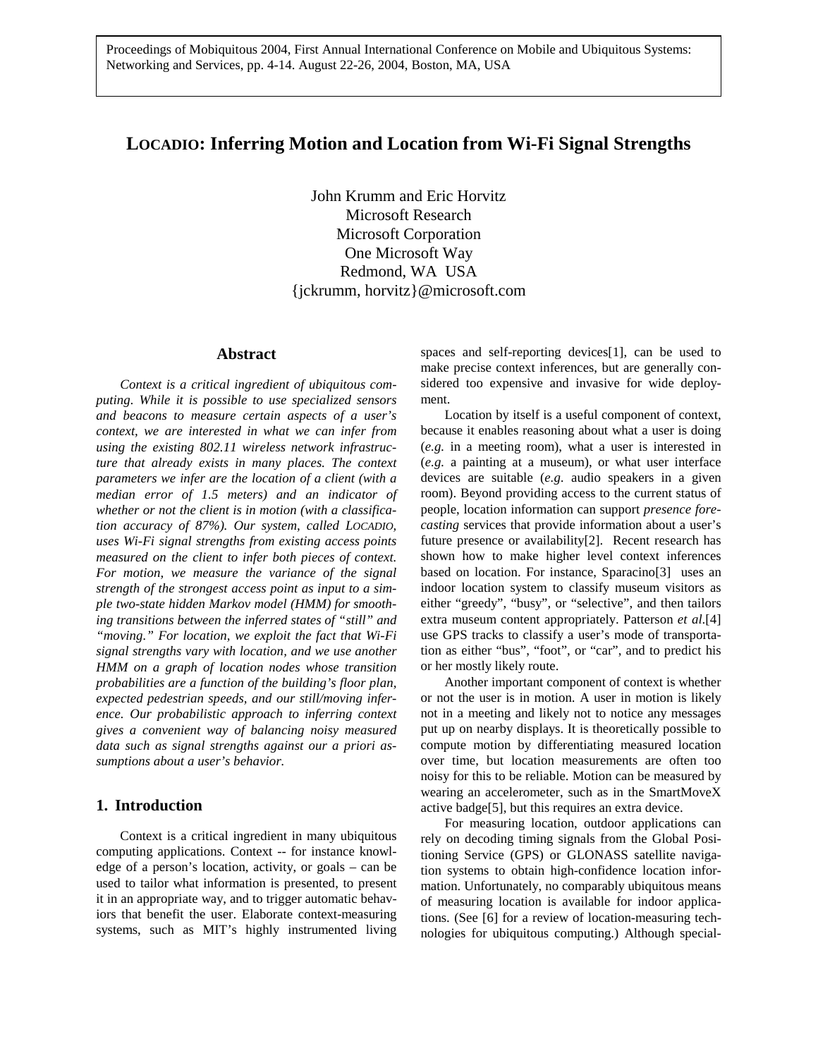Proceedings of Mobiquitous 2004, First Annual International Conference on Mobile and Ubiquitous Systems: Networking and Services, pp. 4-14. August 22-26, 2004, Boston, MA, USA

# LOCADIO: Inferring Motion and Location from Wi-Fi Signal Strengths

John Krumm and Eric Horvitz
Microsoft Research
Microsoft Corporation
One Microsoft Way
Redmond, WA USA
{jckrumm, horvitz}@microsoft.com

## Abstract

*Context is a critical ingredient of ubiquitous computing. While it is possible to use specialized sensors and beacons to measure certain aspects of a user's context, we are interested in what we can infer from using the existing 802.11 wireless network infrastructure that already exists in many places. The context parameters we infer are the location of a client (with a median error of 1.5 meters) and an indicator of whether or not the client is in motion (with a classification accuracy of 87%). Our system, called LOCADIO, uses Wi-Fi signal strengths from existing access points measured on the client to infer both pieces of context. For motion, we measure the variance of the signal strength of the strongest access point as input to a simple two-state hidden Markov model (HMM) for smoothing transitions between the inferred states of "still" and "moving." For location, we exploit the fact that Wi-Fi signal strengths vary with location, and we use another HMM on a graph of location nodes whose transition probabilities are a function of the building's floor plan, expected pedestrian speeds, and our still/moving inference. Our probabilistic approach to inferring context gives a convenient way of balancing noisy measured data such as signal strengths against our a priori assumptions about a user's behavior.*

## 1. Introduction

Context is a critical ingredient in many ubiquitous computing applications. Context -- for instance knowledge of a person's location, activity, or goals – can be used to tailor what information is presented, to present it in an appropriate way, and to trigger automatic behaviors that benefit the user. Elaborate context-measuring systems, such as MIT's highly instrumented living spaces and self-reporting devices[1], can be used to make precise context inferences, but are generally considered too expensive and invasive for wide deployment.

Location by itself is a useful component of context, because it enables reasoning about what a user is doing (*e.g.* in a meeting room), what a user is interested in (*e.g.* a painting at a museum), or what user interface devices are suitable (*e.g.* audio speakers in a given room). Beyond providing access to the current status of people, location information can support *presence forecasting* services that provide information about a user's future presence or availability[2]. Recent research has shown how to make higher level context inferences based on location. For instance, Sparacino[3] uses an indoor location system to classify museum visitors as either "greedy", "busy", or "selective", and then tailors extra museum content appropriately. Patterson *et al.*[4] use GPS tracks to classify a user's mode of transportation as either "bus", "foot", or "car", and to predict his or her mostly likely route.

Another important component of context is whether or not the user is in motion. A user in motion is likely not in a meeting and likely not to notice any messages put up on nearby displays. It is theoretically possible to compute motion by differentiating measured location over time, but location measurements are often too noisy for this to be reliable. Motion can be measured by wearing an accelerometer, such as in the SmartMoveX active badge[5], but this requires an extra device.

For measuring location, outdoor applications can rely on decoding timing signals from the Global Positioning Service (GPS) or GLONASS satellite navigation systems to obtain high-confidence location information. Unfortunately, no comparably ubiquitous means of measuring location is available for indoor applications. (See [6] for a review of location-measuring technologies for ubiquitous computing.) Although special-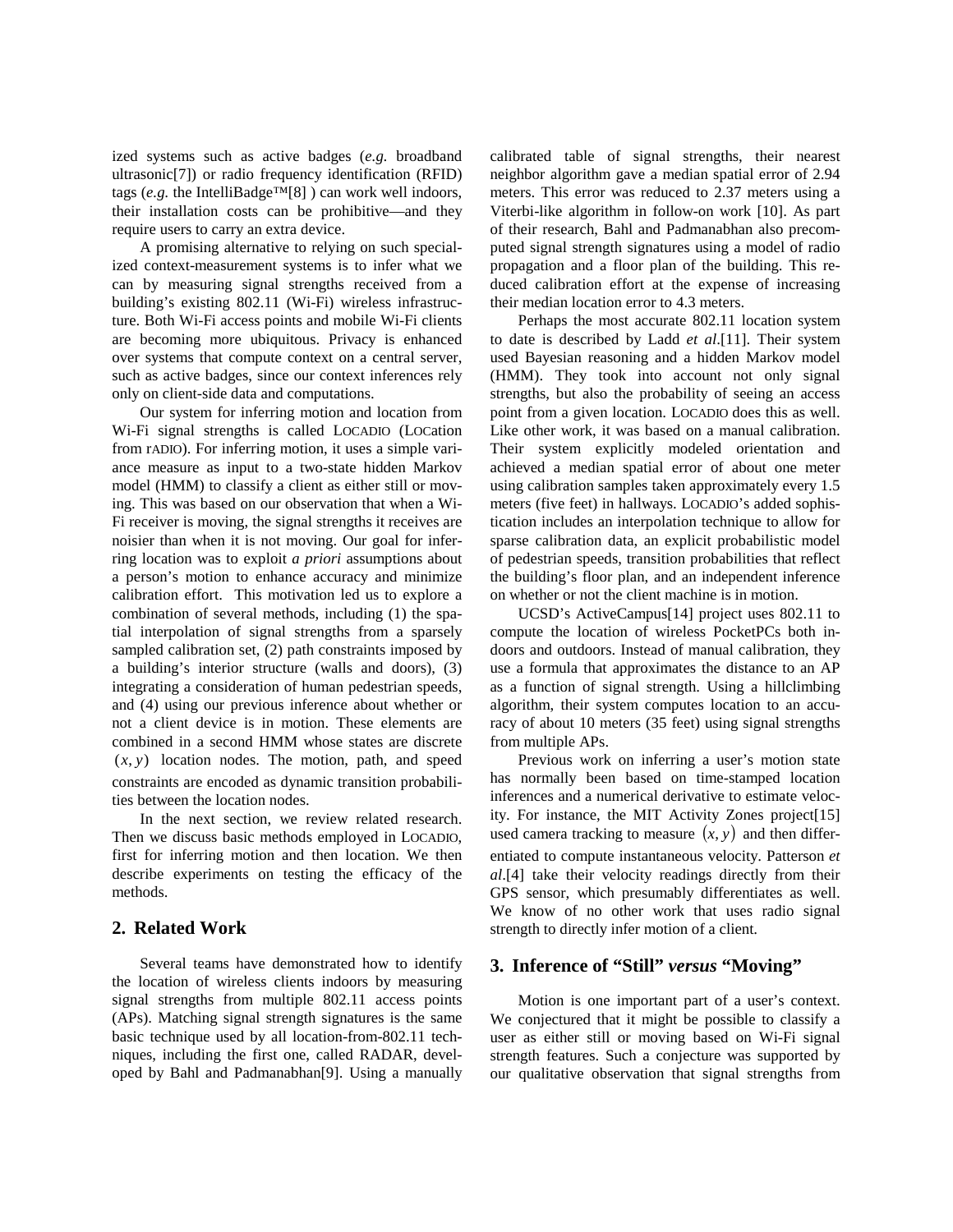ized systems such as active badges (*e.g.* broadband ultrasonic[7]) or radio frequency identification (RFID) tags (*e.g.* the IntelliBadge™[8] ) can work well indoors, their installation costs can be prohibitive—and they require users to carry an extra device.

A promising alternative to relying on such specialized context-measurement systems is to infer what we can by measuring signal strengths received from a building's existing 802.11 (Wi-Fi) wireless infrastructure. Both Wi-Fi access points and mobile Wi-Fi clients are becoming more ubiquitous. Privacy is enhanced over systems that compute context on a central server, such as active badges, since our context inferences rely only on client-side data and computations.

Our system for inferring motion and location from Wi-Fi signal strengths is called LOCADIO (LOCation from rADIO). For inferring motion, it uses a simple variance measure as input to a two-state hidden Markov model (HMM) to classify a client as either still or moving. This was based on our observation that when a Wi-Fi receiver is moving, the signal strengths it receives are noisier than when it is not moving. Our goal for inferring location was to exploit *a priori* assumptions about a person's motion to enhance accuracy and minimize calibration effort. This motivation led us to explore a combination of several methods, including (1) the spatial interpolation of signal strengths from a sparsely sampled calibration set, (2) path constraints imposed by a building's interior structure (walls and doors), (3) integrating a consideration of human pedestrian speeds, and (4) using our previous inference about whether or not a client device is in motion. These elements are combined in a second HMM whose states are discrete $(x, y)$ location nodes. The motion, path, and speed constraints are encoded as dynamic transition probabilities between the location nodes.

In the next section, we review related research. Then we discuss basic methods employed in LOCADIO, first for inferring motion and then location. We then describe experiments on testing the efficacy of the methods.

## 2. Related Work

Several teams have demonstrated how to identify the location of wireless clients indoors by measuring signal strengths from multiple 802.11 access points (APs). Matching signal strength signatures is the same basic technique used by all location-from-802.11 techniques, including the first one, called RADAR, developed by Bahl and Padmanabhan[9]. Using a manually calibrated table of signal strengths, their nearest neighbor algorithm gave a median spatial error of 2.94 meters. This error was reduced to 2.37 meters using a Viterbi-like algorithm in follow-on work [10]. As part of their research, Bahl and Padmanabhan also precomputed signal strength signatures using a model of radio propagation and a floor plan of the building. This reduced calibration effort at the expense of increasing their median location error to 4.3 meters.

Perhaps the most accurate 802.11 location system to date is described by Ladd *et al*.[11]. Their system used Bayesian reasoning and a hidden Markov model (HMM). They took into account not only signal strengths, but also the probability of seeing an access point from a given location. LOCADIO does this as well. Like other work, it was based on a manual calibration. Their system explicitly modeled orientation and achieved a median spatial error of about one meter using calibration samples taken approximately every 1.5 meters (five feet) in hallways. LOCADIO's added sophistication includes an interpolation technique to allow for sparse calibration data, an explicit probabilistic model of pedestrian speeds, transition probabilities that reflect the building's floor plan, and an independent inference on whether or not the client machine is in motion.

UCSD's ActiveCampus[14] project uses 802.11 to compute the location of wireless PocketPCs both indoors and outdoors. Instead of manual calibration, they use a formula that approximates the distance to an AP as a function of signal strength. Using a hillclimbing algorithm, their system computes location to an accuracy of about 10 meters (35 feet) using signal strengths from multiple APs.

Previous work on inferring a user's motion state has normally been based on time-stamped location inferences and a numerical derivative to estimate velocity. For instance, the MIT Activity Zones project[15] used camera tracking to measure $(x, y)$ and then differentiated to compute instantaneous velocity. Patterson *et al*.[4] take their velocity readings directly from their GPS sensor, which presumably differentiates as well. We know of no other work that uses radio signal strength to directly infer motion of a client.

## 3. Inference of "Still" *versus* "Moving"

Motion is one important part of a user's context. We conjectured that it might be possible to classify a user as either still or moving based on Wi-Fi signal strength features. Such a conjecture was supported by our qualitative observation that signal strengths from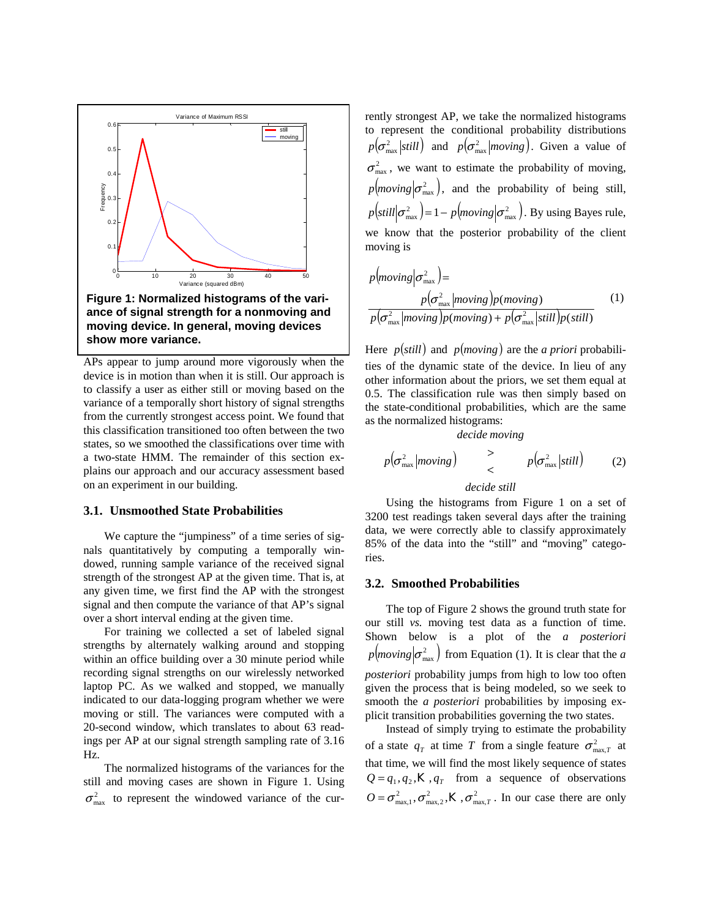Figure 1: Normalized histograms of the variance of signal strength for a nonmoving and moving device. In general, moving devices show more variance.

APs appear to jump around more vigorously when the device is in motion than when it is still. Our approach is to classify a user as either still or moving based on the variance of a temporally short history of signal strengths from the currently strongest access point. We found that this classification transitioned too often between the two states, so we smoothed the classifications over time with a two-state HMM. The remainder of this section explains our approach and our accuracy assessment based on an experiment in our building.

### 3.1. Unsmoothed State Probabilities

We capture the "jumpiness" of a time series of signals quantitatively by computing a temporally windowed, running sample variance of the received signal strength of the strongest AP at the given time. That is, at any given time, we first find the AP with the strongest signal and then compute the variance of that AP's signal over a short interval ending at the given time.

For training we collected a set of labeled signal strengths by alternately walking around and stopping within an office building over a 30 minute period while recording signal strengths on our wirelessly networked laptop PC. As we walked and stopped, we manually indicated to our data-logging program whether we were moving or still. The variances were computed with a 20-second window, which translates to about 63 readings per AP at our signal strength sampling rate of 3.16 Hz.

The normalized histograms of the variances for the still and moving cases are shown in Figure 1. Using $\sigma^2_{\max}$ to represent the windowed variance of the currently strongest AP, we take the normalized histograms to represent the conditional probability distributions $p(\sigma^2_{\max}|still)$ and $p(\sigma^2_{\max}|moving)$. Given a value of $\sigma^2_{\max}$, we want to estimate the probability of moving, $p(moving|\sigma^2_{\max})$, and the probability of being still, $p(still|\sigma^2_{\max}) = 1 - p(moving|\sigma^2_{\max})$. By using Bayes rule, we know that the posterior probability of the client moving is

$$p(moving|\sigma^2_{\max}) = \frac{p(\sigma^2_{\max}|moving)p(moving)}{p(\sigma^2_{\max}|moving)p(moving) + p(\sigma^2_{\max}|still)p(still)} \tag{1}$$

Here $p(still)$ and $p(moving)$ are the *a priori* probabilities of the dynamic state of the device. In lieu of any other information about the priors, we set them equal at 0.5. The classification rule was then simply based on the state-conditional probabilities, which are the same as the normalized histograms:

$$p(\sigma^2_{\max}|moving) \underset{\text{decide still}}{\overset{\text{decide moving}}{\gtrless}} p(\sigma^2_{\max}|still) \tag{2}$$

Using the histograms from Figure 1 on a set of 3200 test readings taken several days after the training data, we were correctly able to classify approximately 85% of the data into the "still" and "moving" categories.

### 3.2. Smoothed Probabilities

The top of Figure 2 shows the ground truth state for our still *vs.* moving test data as a function of time. Shown below is a plot of the *a posteriori* $p(moving|\sigma^2_{\max})$ from Equation (1). It is clear that the *a posteriori* probability jumps from high to low too often given the process that is being modeled, so we seek to smooth the *a posteriori* probabilities by imposing explicit transition probabilities governing the two states.

Instead of simply trying to estimate the probability of a state $q_T$ at time $T$ from a single feature $\sigma^2_{\max,T}$ at that time, we will find the most likely sequence of states $Q = q_1, q_2, \ldots, q_T$ from a sequence of observations $O = \sigma^2_{\max,1}, \sigma^2_{\max,2}, \ldots, \sigma^2_{\max,T}$. In our case there are only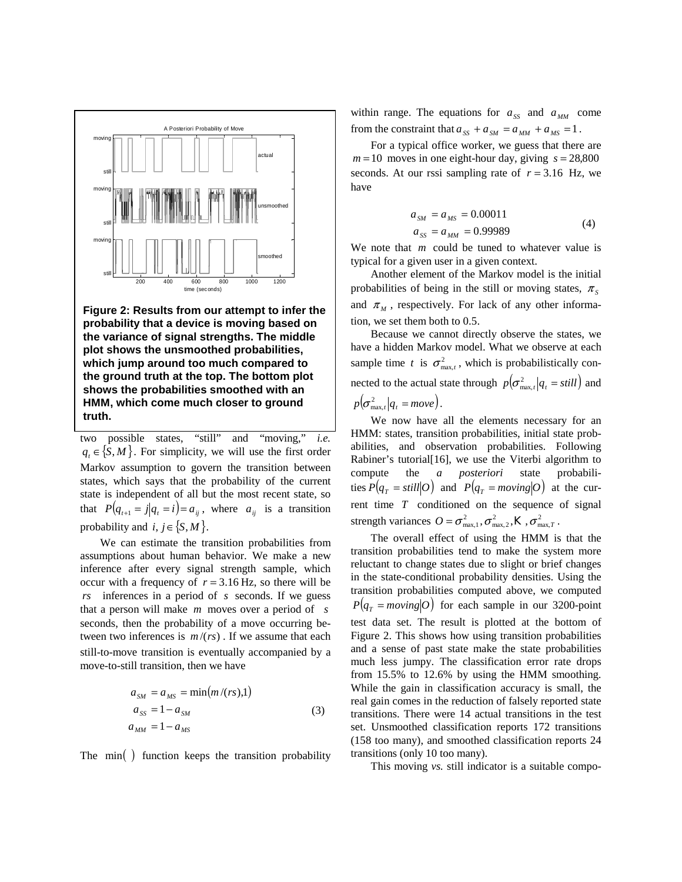**Figure 2: Results from our attempt to infer the probability that a device is moving based on the variance of signal strengths. The middle plot shows the unsmoothed probabilities, which jump around too much compared to the ground truth at the top. The bottom plot shows the probabilities smoothed with an HMM, which come much closer to ground truth.**

two possible states, "still" and "moving," *i.e.* $q_t \in \{S, M\}$. For simplicity, we will use the first order Markov assumption to govern the transition between states, which says that the probability of the current state is independent of all but the most recent state, so that $P(q_{t+1} = j | q_t = i) = a_{ij}$, where $a_{ij}$ is a transition probability and $i, j \in \{S, M\}$.

We can estimate the transition probabilities from assumptions about human behavior. We make a new inference after every signal strength sample, which occur with a frequency of $r = 3.16$ Hz, so there will be $rs$ inferences in a period of $s$ seconds. If we guess that a person will make $m$ moves over a period of $s$ seconds, then the probability of a move occurring between two inferences is $m/(rs)$. If we assume that each still-to-move transition is eventually accompanied by a move-to-still transition, then we have

$$
\begin{aligned}
a_{SM} &= a_{MS} = \min(m/(rs), 1) \\
a_{SS} &= 1 - a_{SM} \\
a_{MM} &= 1 - a_{MS}
\end{aligned}
\tag{3}
$$

The $\min(\,)$ function keeps the transition probability within range. The equations for $a_{SS}$ and $a_{MM}$ come from the constraint that $a_{SS} + a_{SM} = a_{MM} + a_{MS} = 1$.

For a typical office worker, we guess that there are $m = 10$ moves in one eight-hour day, giving $s = 28{,}800$ seconds. At our rssi sampling rate of $r = 3.16$ Hz, we have

$$
\begin{aligned}
a_{SM} &= a_{MS} = 0.00011 \\
a_{SS} &= a_{MM} = 0.99989
\end{aligned}
\tag{4}
$$

We note that $m$ could be tuned to whatever value is typical for a given user in a given context.

Another element of the Markov model is the initial probabilities of being in the still or moving states, $\pi_S$ and $\pi_M$, respectively. For lack of any other information, we set them both to 0.5.

Because we cannot directly observe the states, we have a hidden Markov model. What we observe at each sample time $t$ is $\sigma^2_{\max,t}$, which is probabilistically connected to the actual state through $p(\sigma^2_{\max,t} | q_t = still)$ and $p(\sigma^2_{\max,t} | q_t = move)$.

We now have all the elements necessary for an HMM: states, transition probabilities, initial state probabilities, and observation probabilities. Following Rabiner's tutorial[16], we use the Viterbi algorithm to compute the *a posteriori* state probabilities $P(q_T = still | O)$ and $P(q_T = moving | O)$ at the current time $T$ conditioned on the sequence of signal strength variances $O = \sigma^2_{\max,1}, \sigma^2_{\max,2}, \ldots, \sigma^2_{\max,T}$.

The overall effect of using the HMM is that the transition probabilities tend to make the system more reluctant to change states due to slight or brief changes in the state-conditional probability densities. Using the transition probabilities computed above, we computed $P(q_T = moving | O)$ for each sample in our 3200-point test data set. The result is plotted at the bottom of Figure 2. This shows how using transition probabilities and a sense of past state make the state probabilities much less jumpy. The classification error rate drops from 15.5% to 12.6% by using the HMM smoothing. While the gain in classification accuracy is small, the real gain comes in the reduction of falsely reported state transitions. There were 14 actual transitions in the test set. Unsmoothed classification reports 172 transitions (158 too many), and smoothed classification reports 24 transitions (only 10 too many).

This moving *vs.* still indicator is a suitable compo-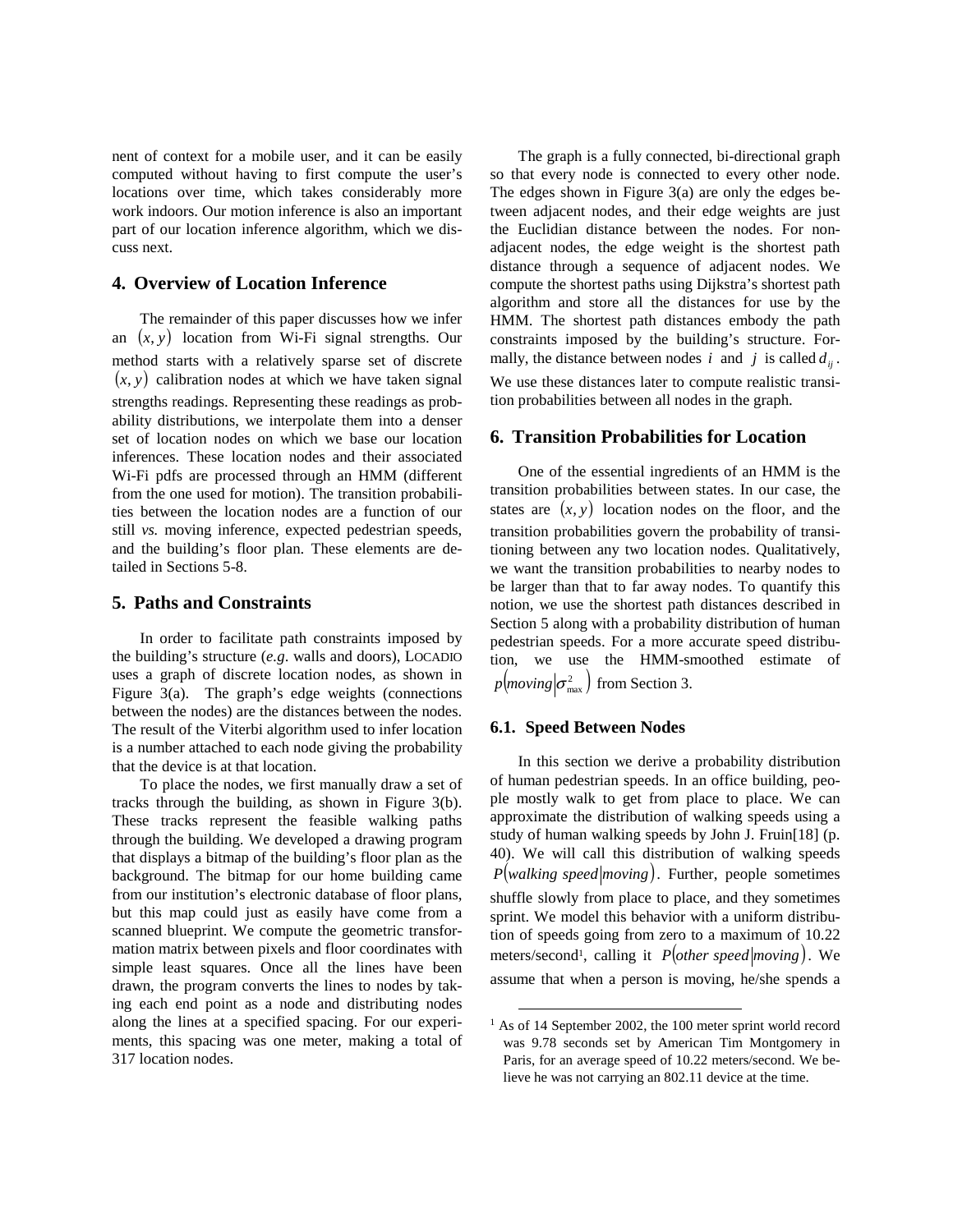nent of context for a mobile user, and it can be easily computed without having to first compute the user's locations over time, which takes considerably more work indoors. Our motion inference is also an important part of our location inference algorithm, which we discuss next.

## 4. Overview of Location Inference

The remainder of this paper discusses how we infer an $(x, y)$ location from Wi-Fi signal strengths. Our method starts with a relatively sparse set of discrete $(x, y)$ calibration nodes at which we have taken signal strengths readings. Representing these readings as probability distributions, we interpolate them into a denser set of location nodes on which we base our location inferences. These location nodes and their associated Wi-Fi pdfs are processed through an HMM (different from the one used for motion). The transition probabilities between the location nodes are a function of our still *vs.* moving inference, expected pedestrian speeds, and the building's floor plan. These elements are detailed in Sections 5-8.

## 5. Paths and Constraints

In order to facilitate path constraints imposed by the building's structure (*e.g*. walls and doors), LOCADIO uses a graph of discrete location nodes, as shown in Figure 3(a). The graph's edge weights (connections between the nodes) are the distances between the nodes. The result of the Viterbi algorithm used to infer location is a number attached to each node giving the probability that the device is at that location.

To place the nodes, we first manually draw a set of tracks through the building, as shown in Figure 3(b). These tracks represent the feasible walking paths through the building. We developed a drawing program that displays a bitmap of the building's floor plan as the background. The bitmap for our home building came from our institution's electronic database of floor plans, but this map could just as easily have come from a scanned blueprint. We compute the geometric transformation matrix between pixels and floor coordinates with simple least squares. Once all the lines have been drawn, the program converts the lines to nodes by taking each end point as a node and distributing nodes along the lines at a specified spacing. For our experiments, this spacing was one meter, making a total of 317 location nodes.

The graph is a fully connected, bi-directional graph so that every node is connected to every other node. The edges shown in Figure 3(a) are only the edges between adjacent nodes, and their edge weights are just the Euclidian distance between the nodes. For non-adjacent nodes, the edge weight is the shortest path distance through a sequence of adjacent nodes. We compute the shortest paths using Dijkstra's shortest path algorithm and store all the distances for use by the HMM. The shortest path distances embody the path constraints imposed by the building's structure. Formally, the distance between nodes $i$ and $j$ is called $d_{ij}$. We use these distances later to compute realistic transition probabilities between all nodes in the graph.

## 6. Transition Probabilities for Location

One of the essential ingredients of an HMM is the transition probabilities between states. In our case, the states are $(x, y)$ location nodes on the floor, and the transition probabilities govern the probability of transitioning between any two location nodes. Qualitatively, we want the transition probabilities to nearby nodes to be larger than that to far away nodes. To quantify this notion, we use the shortest path distances described in Section 5 along with a probability distribution of human pedestrian speeds. For a more accurate speed distribution, we use the HMM-smoothed estimate of $p(moving|\sigma^2_{\max})$ from Section 3.

### 6.1. Speed Between Nodes

In this section we derive a probability distribution of human pedestrian speeds. In an office building, people mostly walk to get from place to place. We can approximate the distribution of walking speeds using a study of human walking speeds by John J. Fruin[18] (p. 40). We will call this distribution of walking speeds $P(walking\ speed|moving)$. Further, people sometimes shuffle slowly from place to place, and they sometimes sprint. We model this behavior with a uniform distribution of speeds going from zero to a maximum of 10.22 meters/second[1], calling it $P(other\ speed|moving)$. We assume that when a person is moving, he/she spends a

[1] As of 14 September 2002, the 100 meter sprint world record was 9.78 seconds set by American Tim Montgomery in Paris, for an average speed of 10.22 meters/second. We believe he was not carrying an 802.11 device at the time.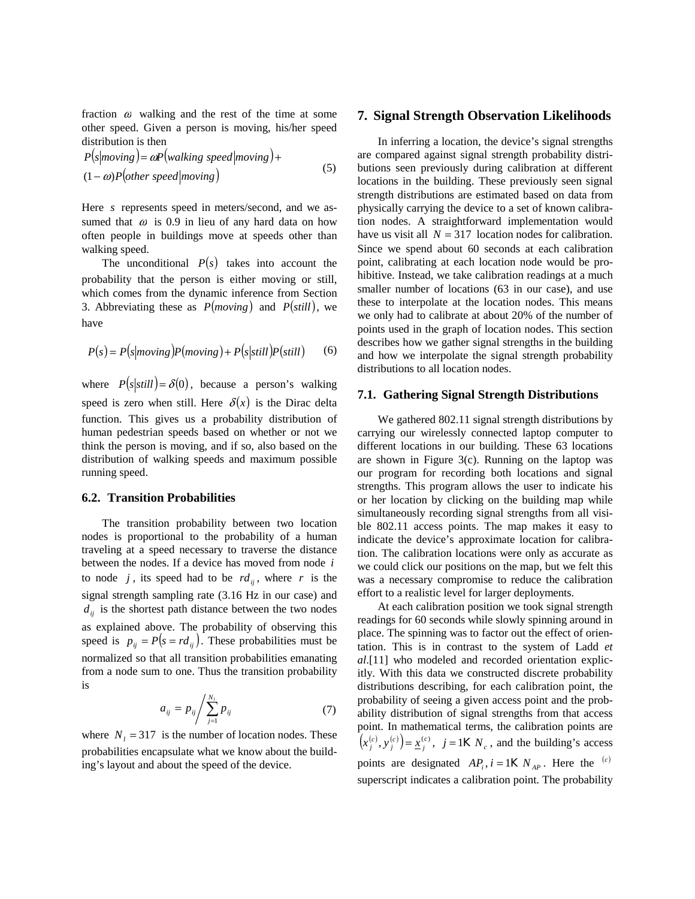fraction $\omega$ walking and the rest of the time at some other speed. Given a person is moving, his/her speed distribution is then

$$P(s|moving) = \omega P(walking\ speed|moving) + (1-\omega)P(other\ speed|moving) \tag{5}$$

Here $s$ represents speed in meters/second, and we assumed that $\omega$ is 0.9 in lieu of any hard data on how often people in buildings move at speeds other than walking speed.

The unconditional $P(s)$ takes into account the probability that the person is either moving or still, which comes from the dynamic inference from Section 3. Abbreviating these as $P(moving)$ and $P(still)$, we have

$$P(s) = P(s|moving)P(moving) + P(s|still)P(still) \tag{6}$$

where $P(s|still) = \delta(0)$, because a person's walking speed is zero when still. Here $\delta(x)$ is the Dirac delta function. This gives us a probability distribution of human pedestrian speeds based on whether or not we think the person is moving, and if so, also based on the distribution of walking speeds and maximum possible running speed.

### 6.2. Transition Probabilities

The transition probability between two location nodes is proportional to the probability of a human traveling at a speed necessary to traverse the distance between the nodes. If a device has moved from node $i$ to node $j$, its speed had to be $rd_{ij}$, where $r$ is the signal strength sampling rate (3.16 Hz in our case) and $d_{ij}$ is the shortest path distance between the two nodes as explained above. The probability of observing this speed is $p_{ij} = P(s = rd_{ij})$. These probabilities must be normalized so that all transition probabilities emanating from a node sum to one. Thus the transition probability is

$$a_{ij} = p_{ij} \Big/ \sum_{j=1}^{N_l} p_{ij} \tag{7}$$

where $N_l = 317$ is the number of location nodes. These probabilities encapsulate what we know about the building's layout and about the speed of the device.

## 7. Signal Strength Observation Likelihoods

In inferring a location, the device's signal strengths are compared against signal strength probability distributions seen previously during calibration at different locations in the building. These previously seen signal strength distributions are estimated based on data from physically carrying the device to a set of known calibration nodes. A straightforward implementation would have us visit all $N = 317$ location nodes for calibration. Since we spend about 60 seconds at each calibration point, calibrating at each location node would be prohibitive. Instead, we take calibration readings at a much smaller number of locations (63 in our case), and use these to interpolate at the location nodes. This means we only had to calibrate at about 20% of the number of points used in the graph of location nodes. This section describes how we gather signal strengths in the building and how we interpolate the signal strength probability distributions to all location nodes.

### 7.1. Gathering Signal Strength Distributions

We gathered 802.11 signal strength distributions by carrying our wirelessly connected laptop computer to different locations in our building. These 63 locations are shown in Figure 3(c). Running on the laptop was our program for recording both locations and signal strengths. This program allows the user to indicate his or her location by clicking on the building map while simultaneously recording signal strengths from all visible 802.11 access points. The map makes it easy to indicate the device's approximate location for calibration. The calibration locations were only as accurate as we could click our positions on the map, but we felt this was a necessary compromise to reduce the calibration effort to a realistic level for larger deployments.

At each calibration position we took signal strength readings for 60 seconds while slowly spinning around in place. The spinning was to factor out the effect of orientation. This is in contrast to the system of Ladd *et al*.[11] who modeled and recorded orientation explicitly. With this data we constructed discrete probability distributions describing, for each calibration point, the probability of seeing a given access point and the probability distribution of signal strengths from that access point. In mathematical terms, the calibration points are $\left(x_j^{(c)}, y_j^{(c)}\right) = \underline{x}_j^{(c)}$, $j = 1 \ldots N_c$, and the building's access points are designated $AP_i, i = 1 \ldots N_{AP}$. Here the $^{(c)}$ superscript indicates a calibration point. The probability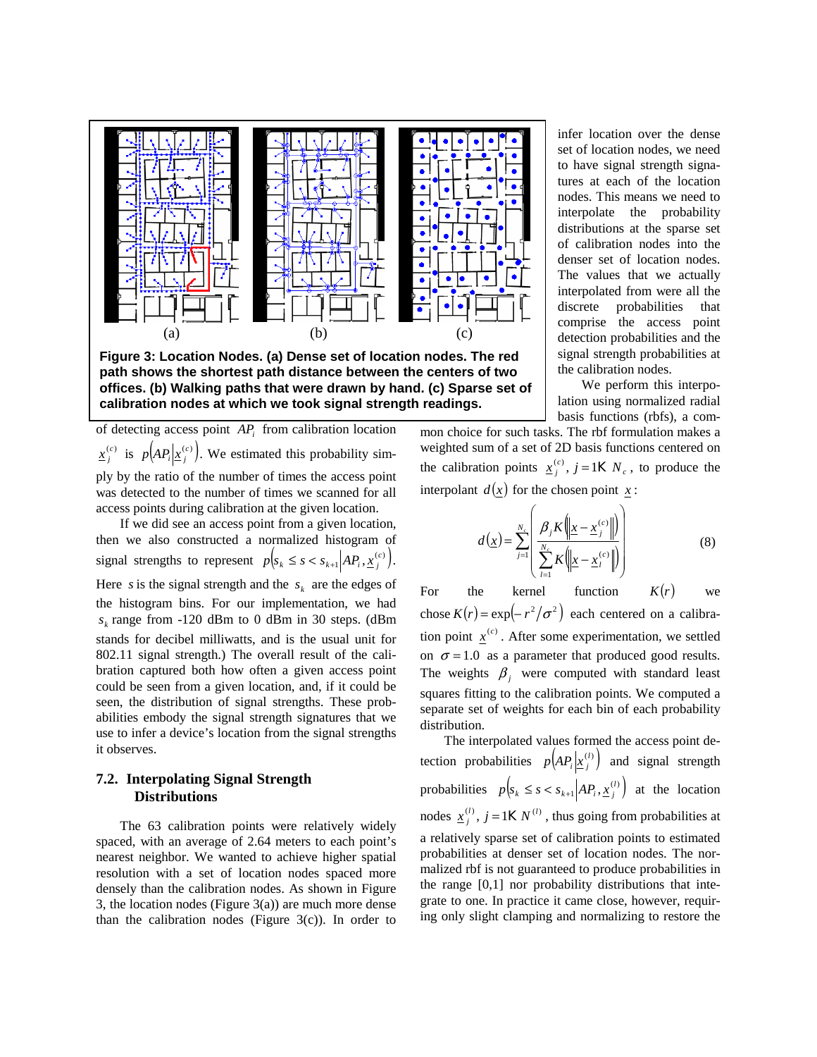Figure 3: Location Nodes. (a) Dense set of location nodes. The red path shows the shortest path distance between the centers of two offices. (b) Walking paths that were drawn by hand. (c) Sparse set of calibration nodes at which we took signal strength readings.

of detecting access point $AP_i$ from calibration location $\underline{x}_j^{(c)}$ is $p\left(AP_i \middle| \underline{x}_j^{(c)}\right)$. We estimated this probability simply by the ratio of the number of times the access point was detected to the number of times we scanned for all access points during calibration at the given location.

If we did see an access point from a given location, then we also constructed a normalized histogram of signal strengths to represent $p\left(s_k \le s < s_{k+1} \middle| AP_i, \underline{x}_j^{(c)}\right)$. Here $s$ is the signal strength and the $s_k$ are the edges of the histogram bins. For our implementation, we had $s_k$ range from -120 dBm to 0 dBm in 30 steps. (dBm stands for decibel milliwatts, and is the usual unit for 802.11 signal strength.) The overall result of the calibration captured both how often a given access point could be seen from a given location, and, if it could be seen, the distribution of signal strengths. These probabilities embody the signal strength signatures that we use to infer a device's location from the signal strengths it observes.

### 7.2. Interpolating Signal Strength Distributions

The 63 calibration points were relatively widely spaced, with an average of 2.64 meters to each point's nearest neighbor. We wanted to achieve higher spatial resolution with a set of location nodes spaced more densely than the calibration nodes. As shown in Figure 3, the location nodes (Figure 3(a)) are much more dense than the calibration nodes (Figure 3(c)). In order to infer location over the dense set of location nodes, we need to have signal strength signatures at each of the location nodes. This means we need to interpolate the probability distributions at the sparse set of calibration nodes into the denser set of location nodes. The values that we actually interpolated from were all the discrete probabilities that comprise the access point detection probabilities and the signal strength probabilities at the calibration nodes.

We perform this interpolation using normalized radial basis functions (rbfs), a common choice for such tasks. The rbf formulation makes a weighted sum of a set of 2D basis functions centered on the calibration points $\underline{x}_j^{(c)}, j = 1 \ldots N_c$, to produce the interpolant $d(\underline{x})$ for the chosen point $\underline{x}$:

$$d(\underline{x}) = \sum_{j=1}^{N_c} \left( \frac{\beta_j K\left(\left\|\underline{x} - \underline{x}_j^{(c)}\right\|\right)}{\sum_{l=1}^{N_c} K\left(\left\|\underline{x} - \underline{x}_l^{(c)}\right\|\right)} \right) \tag{8}$$

For the kernel function $K(r)$ we chose $K(r) = \exp\left(-r^2/\sigma^2\right)$ each centered on a calibration point $\underline{x}^{(c)}$. After some experimentation, we settled on $\sigma = 1.0$ as a parameter that produced good results. The weights $\beta_j$ were computed with standard least squares fitting to the calibration points. We computed a separate set of weights for each bin of each probability distribution.

The interpolated values formed the access point detection probabilities $p\left(AP_i \middle| \underline{x}_j^{(l)}\right)$ and signal strength probabilities $p\left(s_k \le s < s_{k+1} \middle| AP_i, \underline{x}_j^{(l)}\right)$ at the location nodes $\underline{x}_j^{(l)}, j = 1 \ldots N^{(l)}$, thus going from probabilities at a relatively sparse set of calibration points to estimated probabilities at denser set of location nodes. The normalized rbf is not guaranteed to produce probabilities in the range [0,1] nor probability distributions that integrate to one. In practice it came close, however, requiring only slight clamping and normalizing to restore the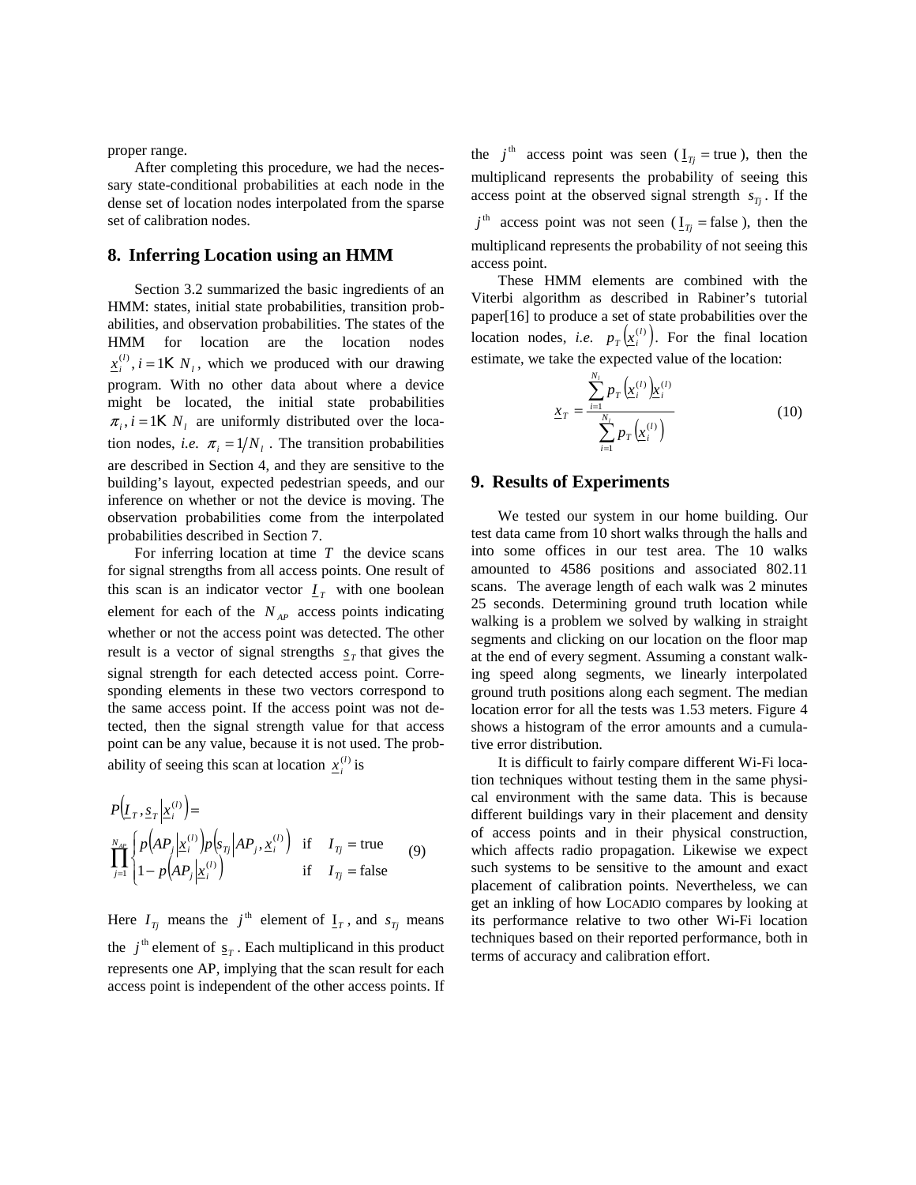proper range.

After completing this procedure, we had the necessary state-conditional probabilities at each node in the dense set of location nodes interpolated from the sparse set of calibration nodes.

## 8. Inferring Location using an HMM

Section 3.2 summarized the basic ingredients of an HMM: states, initial state probabilities, transition probabilities, and observation probabilities. The states of the HMM for location are the location nodes $\underline{x}_i^{(l)}, i = 1 \ldots N_l$, which we produced with our drawing program. With no other data about where a device might be located, the initial state probabilities $\pi_i, i = 1 \ldots N_l$ are uniformly distributed over the location nodes, *i.e.* $\pi_i = 1/N_l$. The transition probabilities are described in Section 4, and they are sensitive to the building's layout, expected pedestrian speeds, and our inference on whether or not the device is moving. The observation probabilities come from the interpolated probabilities described in Section 7.

For inferring location at time $T$ the device scans for signal strengths from all access points. One result of this scan is an indicator vector $\underline{I}_T$ with one boolean element for each of the $N_{AP}$ access points indicating whether or not the access point was detected. The other result is a vector of signal strengths $\underline{s}_T$ that gives the signal strength for each detected access point. Corresponding elements in these two vectors correspond to the same access point. If the access point was not detected, then the signal strength value for that access point can be any value, because it is not used. The probability of seeing this scan at location $\underline{x}_i^{(l)}$ is

$$P\left(\underline{I}_T, \underline{s}_T \middle| \underline{x}_i^{(l)}\right) = \prod_{j=1}^{N_{AP}} \begin{cases} p\left(AP_j \middle| \underline{x}_i^{(l)}\right) p\left(s_{Tj} \middle| AP_j, \underline{x}_i^{(l)}\right) & \text{if} \quad I_{Tj} = \text{true} \\ 1 - p\left(AP_j \middle| \underline{x}_i^{(l)}\right) & \text{if} \quad I_{Tj} = \text{false} \end{cases} \tag{9}$$

Here $I_{Tj}$ means the $j^{\text{th}}$ element of $\underline{I}_T$, and $s_{Tj}$ means the $j^{\text{th}}$ element of $\underline{s}_T$. Each multiplicand in this product represents one AP, implying that the scan result for each access point is independent of the other access points. If the $j^{\text{th}}$ access point was seen ($\underline{I}_{Tj} = \text{true}$), then the multiplicand represents the probability of seeing this access point at the observed signal strength $s_{Tj}$. If the $j^{\text{th}}$ access point was not seen ($\underline{I}_{Tj} = \text{false}$), then the multiplicand represents the probability of not seeing this access point.

These HMM elements are combined with the Viterbi algorithm as described in Rabiner's tutorial paper[16] to produce a set of state probabilities over the location nodes, *i.e.* $p_T\left(\underline{x}_i^{(l)}\right)$. For the final location estimate, we take the expected value of the location:

$$\underline{x}_T = \frac{\sum_{i=1}^{N_l} p_T\left(\underline{x}_i^{(l)}\right) \underline{x}_i^{(l)}}{\sum_{i=1}^{N_l} p_T\left(\underline{x}_i^{(l)}\right)} \tag{10}$$

## 9. Results of Experiments

We tested our system in our home building. Our test data came from 10 short walks through the halls and into some offices in our test area. The 10 walks amounted to 4586 positions and associated 802.11 scans. The average length of each walk was 2 minutes 25 seconds. Determining ground truth location while walking is a problem we solved by walking in straight segments and clicking on our location on the floor map at the end of every segment. Assuming a constant walking speed along segments, we linearly interpolated ground truth positions along each segment. The median location error for all the tests was 1.53 meters. Figure 4 shows a histogram of the error amounts and a cumulative error distribution.

It is difficult to fairly compare different Wi-Fi location techniques without testing them in the same physical environment with the same data. This is because different buildings vary in their placement and density of access points and in their physical construction, which affects radio propagation. Likewise we expect such systems to be sensitive to the amount and exact placement of calibration points. Nevertheless, we can get an inkling of how LOCADIO compares by looking at its performance relative to two other Wi-Fi location techniques based on their reported performance, both in terms of accuracy and calibration effort.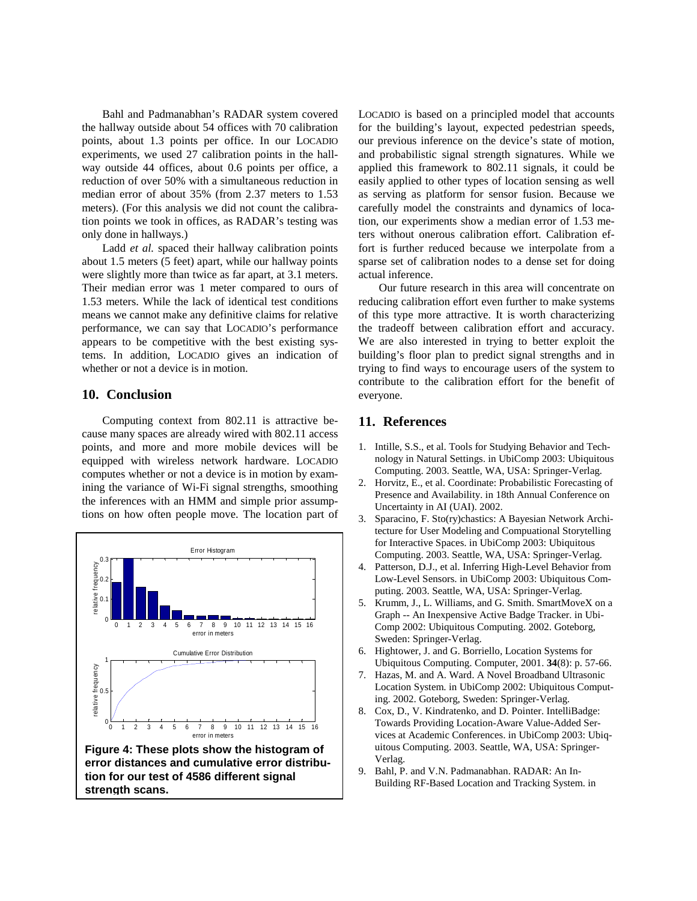Bahl and Padmanabhan's RADAR system covered the hallway outside about 54 offices with 70 calibration points, about 1.3 points per office. In our LOCADIO experiments, we used 27 calibration points in the hallway outside 44 offices, about 0.6 points per office, a reduction of over 50% with a simultaneous reduction in median error of about 35% (from 2.37 meters to 1.53 meters). (For this analysis we did not count the calibration points we took in offices, as RADAR's testing was only done in hallways.)

Ladd *et al.* spaced their hallway calibration points about 1.5 meters (5 feet) apart, while our hallway points were slightly more than twice as far apart, at 3.1 meters. Their median error was 1 meter compared to ours of 1.53 meters. While the lack of identical test conditions means we cannot make any definitive claims for relative performance, we can say that LOCADIO's performance appears to be competitive with the best existing systems. In addition, LOCADIO gives an indication of whether or not a device is in motion.

## 10. Conclusion

Computing context from 802.11 is attractive because many spaces are already wired with 802.11 access points, and more and more mobile devices will be equipped with wireless network hardware. LOCADIO computes whether or not a device is in motion by examining the variance of Wi-Fi signal strengths, smoothing the inferences with an HMM and simple prior assumptions on how often people move. The location part of LOCADIO is based on a principled model that accounts for the building's layout, expected pedestrian speeds, our previous inference on the device's state of motion, and probabilistic signal strength signatures. While we applied this framework to 802.11 signals, it could be easily applied to other types of location sensing as well as serving as platform for sensor fusion. Because we carefully model the constraints and dynamics of location, our experiments show a median error of 1.53 meters without onerous calibration effort. Calibration effort is further reduced because we interpolate from a sparse set of calibration nodes to a dense set for doing actual inference.

Our future research in this area will concentrate on reducing calibration effort even further to make systems of this type more attractive. It is worth characterizing the tradeoff between calibration effort and accuracy. We are also interested in trying to better exploit the building's floor plan to predict signal strengths and in trying to find ways to encourage users of the system to contribute to the calibration effort for the benefit of everyone.

**Figure 4: These plots show the histogram of error distances and cumulative error distribution for our test of 4586 different signal strength scans.**

## 11. References

1. Intille, S.S., et al. Tools for Studying Behavior and Technology in Natural Settings. in UbiComp 2003: Ubiquitous Computing. 2003. Seattle, WA, USA: Springer-Verlag.
2. Horvitz, E., et al. Coordinate: Probabilistic Forecasting of Presence and Availability. in 18th Annual Conference on Uncertainty in AI (UAI). 2002.
3. Sparacino, F. Sto(ry)chastics: A Bayesian Network Architecture for User Modeling and Compuational Storytelling for Interactive Spaces. in UbiComp 2003: Ubiquitous Computing. 2003. Seattle, WA, USA: Springer-Verlag.
4. Patterson, D.J., et al. Inferring High-Level Behavior from Low-Level Sensors. in UbiComp 2003: Ubiquitous Computing. 2003. Seattle, WA, USA: Springer-Verlag.
5. Krumm, J., L. Williams, and G. Smith. SmartMoveX on a Graph -- An Inexpensive Active Badge Tracker. in UbiComp 2002: Ubiquitous Computing. 2002. Goteborg, Sweden: Springer-Verlag.
6. Hightower, J. and G. Borriello, Location Systems for Ubiquitous Computing. Computer, 2001. **34**(8): p. 57-66.
7. Hazas, M. and A. Ward. A Novel Broadband Ultrasonic Location System. in UbiComp 2002: Ubiquitous Computing. 2002. Goteborg, Sweden: Springer-Verlag.
8. Cox, D., V. Kindratenko, and D. Pointer. IntelliBadge: Towards Providing Location-Aware Value-Added Services at Academic Conferences. in UbiComp 2003: Ubiquitous Computing. 2003. Seattle, WA, USA: Springer-Verlag.
9. Bahl, P. and V.N. Padmanabhan. RADAR: An In-Building RF-Based Location and Tracking System. in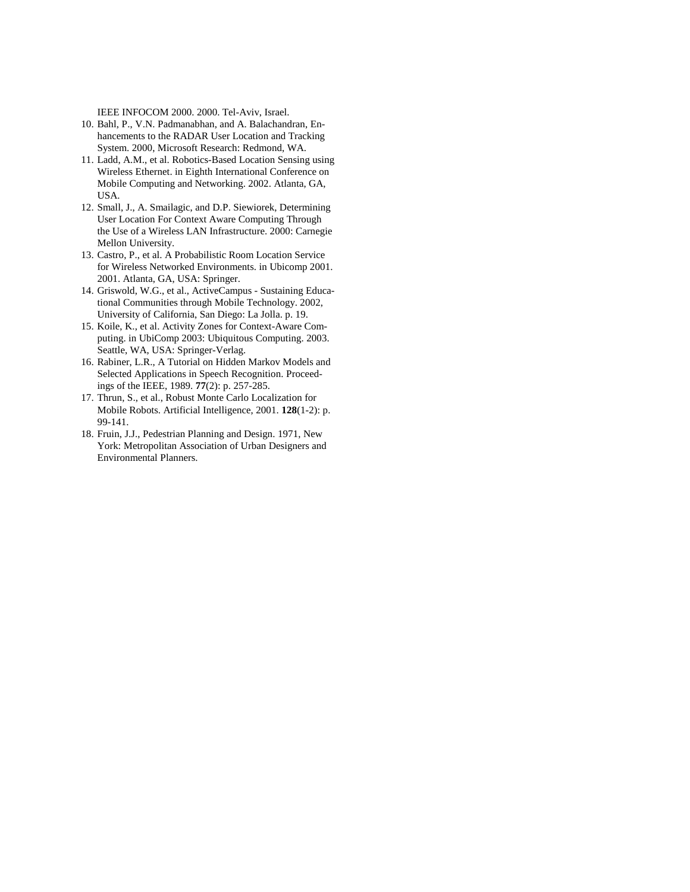IEEE INFOCOM 2000. 2000. Tel-Aviv, Israel.

10. Bahl, P., V.N. Padmanabhan, and A. Balachandran, Enhancements to the RADAR User Location and Tracking System. 2000, Microsoft Research: Redmond, WA.
11. Ladd, A.M., et al. Robotics-Based Location Sensing using Wireless Ethernet. in Eighth International Conference on Mobile Computing and Networking. 2002. Atlanta, GA, USA.
12. Small, J., A. Smailagic, and D.P. Siewiorek, Determining User Location For Context Aware Computing Through the Use of a Wireless LAN Infrastructure. 2000: Carnegie Mellon University.
13. Castro, P., et al. A Probabilistic Room Location Service for Wireless Networked Environments. in Ubicomp 2001. 2001. Atlanta, GA, USA: Springer.
14. Griswold, W.G., et al., ActiveCampus - Sustaining Educational Communities through Mobile Technology. 2002, University of California, San Diego: La Jolla. p. 19.
15. Koile, K., et al. Activity Zones for Context-Aware Computing. in UbiComp 2003: Ubiquitous Computing. 2003. Seattle, WA, USA: Springer-Verlag.
16. Rabiner, L.R., A Tutorial on Hidden Markov Models and Selected Applications in Speech Recognition. Proceedings of the IEEE, 1989. **77**(2): p. 257-285.
17. Thrun, S., et al., Robust Monte Carlo Localization for Mobile Robots. Artificial Intelligence, 2001. **128**(1-2): p. 99-141.
18. Fruin, J.J., Pedestrian Planning and Design. 1971, New York: Metropolitan Association of Urban Designers and Environmental Planners.